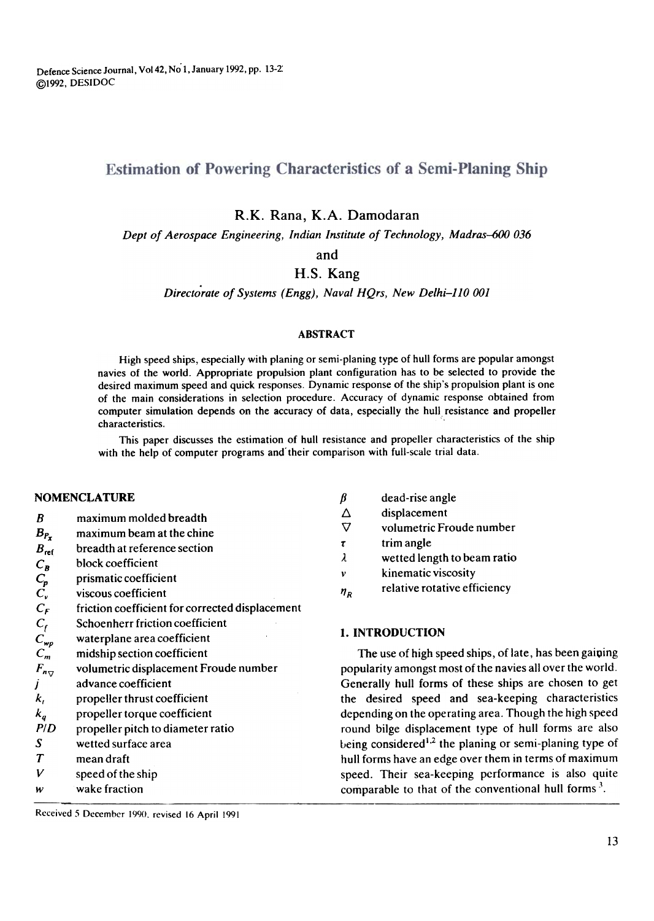# Estimation of Powering Characteristics of a Semi-Planing Ship

**R.K. Rana, K.A. Damodaran**

*Dept of Aerospace Engineering, Indian Institute of Technology, Madras–600 036*

and

**H.S. Kang**

*Directorate of Systems (Engg), Naval HQrs, New Delhi–110 001*

## ABSTRACT

High speed ships, especially with planing or semi-planing type of hull forms are popular amongst navies of the world. Appropriate propulsion plant configuration has to be selected to provide the desired maximum speed and quick responses. Dynamic response of the ship's propulsion plant is one of the main considerations in selection procedure. Accuracy of dynamic response obtained from computer simulation depends on the accuracy of data, especially the hull resistance and propeller characteristics.

This paper discusses the estimation of hull resistance and propeller characteristics of the ship with the help of computer programs and their comparison with full-scale trial data.

## NOMENCLATURE

| | |
|---|---|
| $B$ | maximum molded breadth |
| $B_{P_x}$ | maximum beam at the chine |
| $B_{ref}$ | breadth at reference section |
| $C_B$ | block coefficient |
| $C_P$ | prismatic coefficient |
| $C_v$ | viscous coefficient |
| $C_F$ | friction coefficient for corrected displacement |
| $C_f$ | Schoenherr friction coefficient |
| $C_{wp}$ | waterplane area coefficient |
| $C_m$ | midship section coefficient |
| $F_{n\nabla}$ | volumetric displacement Froude number |
| $j$ | advance coefficient |
| $k_t$ | propeller thrust coefficient |
| $k_q$ | propeller torque coefficient |
| $P/D$ | propeller pitch to diameter ratio |
| $S$ | wetted surface area |
| $T$ | mean draft |
| $V$ | speed of the ship |
| $w$ | wake fraction |
| $\beta$ | dead-rise angle |
| $\Delta$ | displacement |
| $\nabla$ | volumetric Froude number |
| $\tau$ | trim angle |
| $\lambda$ | wetted length to beam ratio |
| $\nu$ | kinematic viscosity |
| $\eta_R$ | relative rotative efficiency |

## 1. INTRODUCTION

The use of high speed ships, of late, has been gaining popularity amongst most of the navies all over the world. Generally hull forms of these ships are chosen to get the desired speed and sea-keeping characteristics depending on the operating area. Though the high speed round bilge displacement type of hull forms are also being considered[1,2] the planing or semi-planing type of hull forms have an edge over them in terms of maximum speed. Their sea-keeping performance is also quite comparable to that of the conventional hull forms[3].

Received 5 December 1990, revised 16 April 1991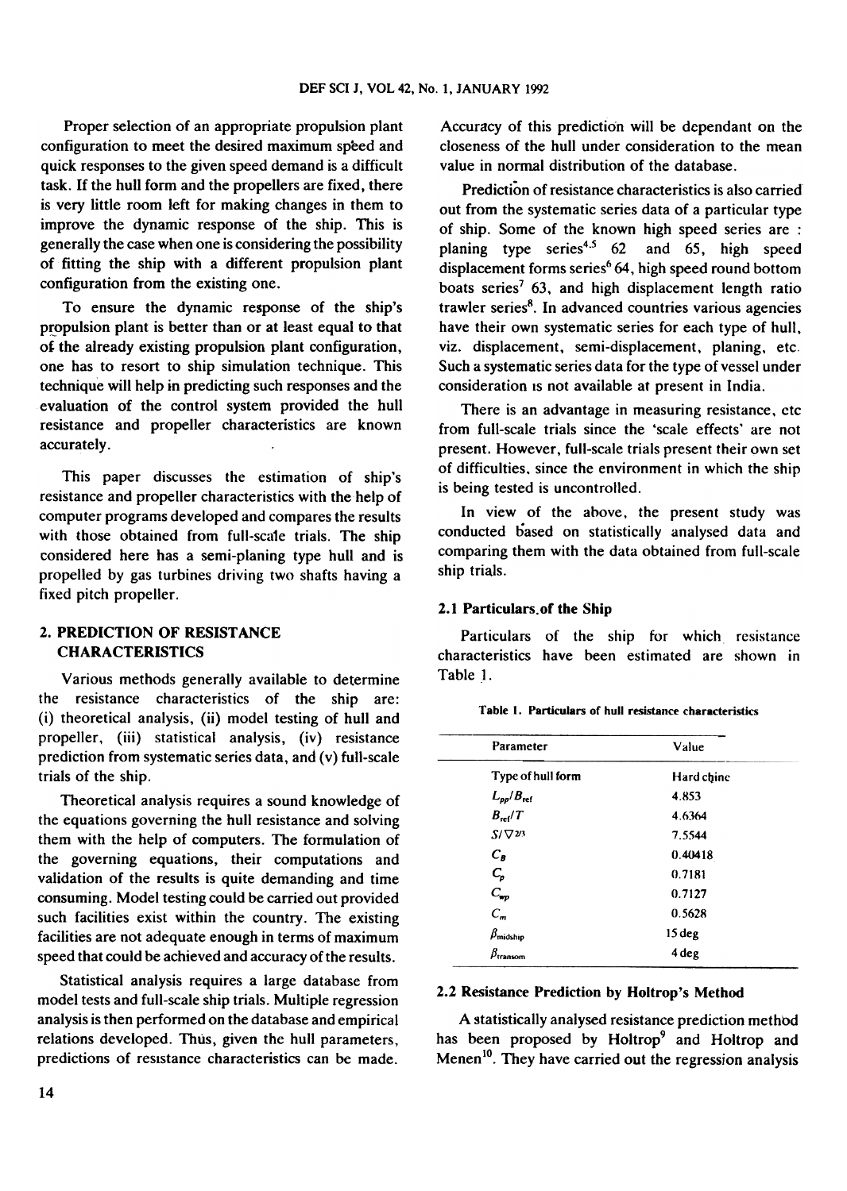Proper selection of an appropriate propulsion plant configuration to meet the desired maximum speed and quick responses to the given speed demand is a difficult task. If the hull form and the propellers are fixed, there is very little room left for making changes in them to improve the dynamic response of the ship. This is generally the case when one is considering the possibility of fitting the ship with a different propulsion plant configuration from the existing one.

To ensure the dynamic response of the ship's propulsion plant is better than or at least equal to that of the already existing propulsion plant configuration, one has to resort to ship simulation technique. This technique will help in predicting such responses and the evaluation of the control system provided the hull resistance and propeller characteristics are known accurately.

This paper discusses the estimation of ship's resistance and propeller characteristics with the help of computer programs developed and compares the results with those obtained from full-scale trials. The ship considered here has a semi-planing type hull and is propelled by gas turbines driving two shafts having a fixed pitch propeller.

## 2. PREDICTION OF RESISTANCE CHARACTERISTICS

Various methods generally available to determine the resistance characteristics of the ship are: (i) theoretical analysis, (ii) model testing of hull and propeller, (iii) statistical analysis, (iv) resistance prediction from systematic series data, and (v) full-scale trials of the ship.

Theoretical analysis requires a sound knowledge of the equations governing the hull resistance and solving them with the help of computers. The formulation of the governing equations, their computations and validation of the results is quite demanding and time consuming. Model testing could be carried out provided such facilities exist within the country. The existing facilities are not adequate enough in terms of maximum speed that could be achieved and accuracy of the results.

Statistical analysis requires a large database from model tests and full-scale ship trials. Multiple regression analysis is then performed on the database and empirical relations developed. Thus, given the hull parameters, predictions of resistance characteristics can be made. Accuracy of this prediction will be dependant on the closeness of the hull under consideration to the mean value in normal distribution of the database.

Prediction of resistance characteristics is also carried out from the systematic series data of a particular type of ship. Some of the known high speed series are : planing type series[4,5] 62 and 65, high speed displacement forms series[6] 64, high speed round bottom boats series[7] 63, and high displacement length ratio trawler series[8]. In advanced countries various agencies have their own systematic series for each type of hull, viz. displacement, semi-displacement, planing, etc. Such a systematic series data for the type of vessel under consideration is not available at present in India.

There is an advantage in measuring resistance, etc from full-scale trials since the 'scale effects' are not present. However, full-scale trials present their own set of difficulties, since the environment in which the ship is being tested is uncontrolled.

In view of the above, the present study was conducted based on statistically analysed data and comparing them with the data obtained from full-scale ship trials.

### 2.1 Particulars of the Ship

Particulars of the ship for which resistance characteristics have been estimated are shown in Table 1.

**Table 1. Particulars of hull resistance characteristics**

| Parameter | Value |
|---|---|
| Type of hull form | Hard chine |
| $L_{pp}/B_{ref}$ | 4.853 |
| $B_{ref}/T$ | 4.6364 |
| $S/\nabla^{2/3}$ | 7.5544 |
| $C_B$ | 0.40418 |
| $C_p$ | 0.7181 |
| $C_{wp}$ | 0.7127 |
| $C_m$ | 0.5628 |
| $\beta_{midship}$ | 15 deg |
| $\beta_{transom}$ | 4 deg |

### 2.2 Resistance Prediction by Holtrop's Method

A statistically analysed resistance prediction method has been proposed by Holtrop[9] and Holtrop and Menen[10]. They have carried out the regression analysis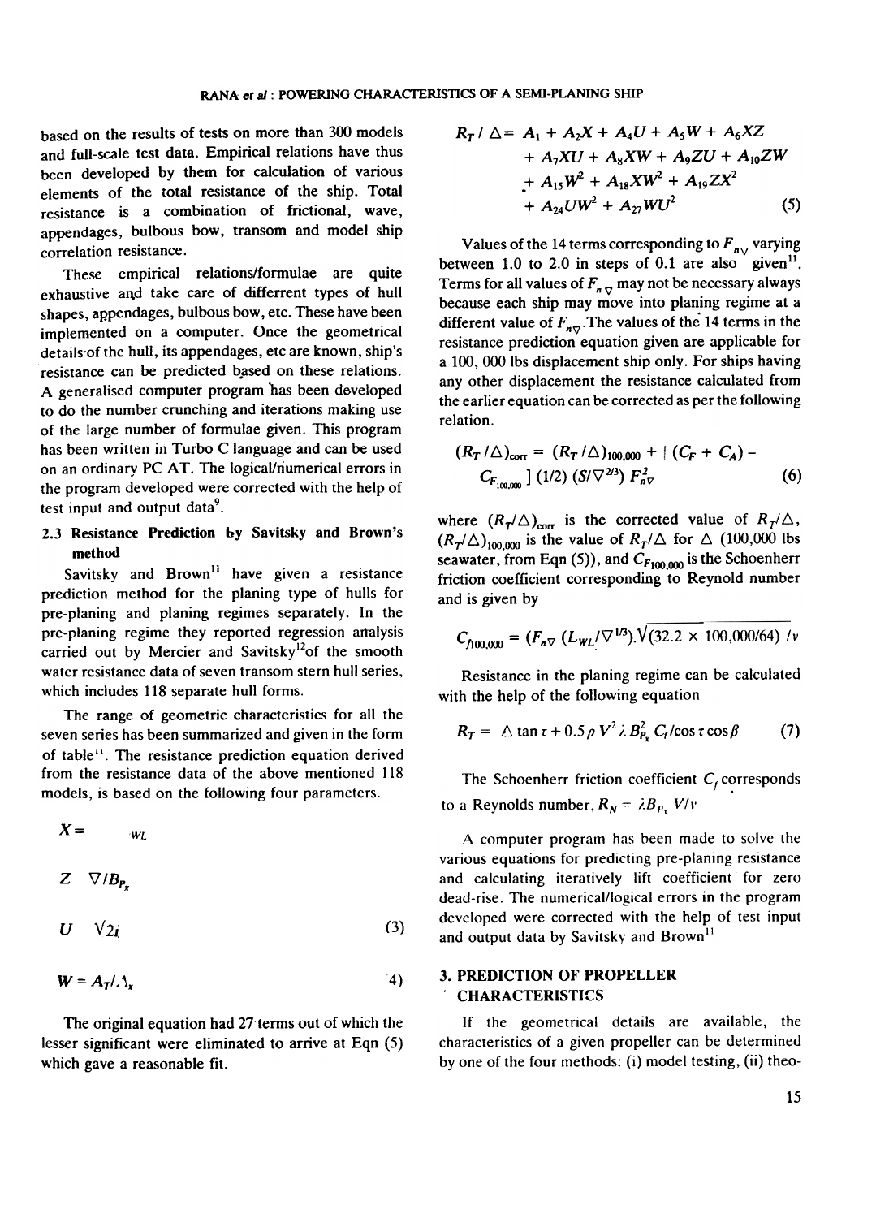based on the results of tests on more than 300 models and full-scale test data. Empirical relations have thus been developed by them for calculation of various elements of the total resistance of the ship. Total resistance is a combination of frictional, wave, appendages, bulbous bow, transom and model ship correlation resistance.

These empirical relations/formulae are quite exhaustive and take care of differrent types of hull shapes, appendages, bulbous bow, etc. These have been implemented on a computer. Once the geometrical details of the hull, its appendages, etc are known, ship's resistance can be predicted based on these relations. A generalised computer program has been developed to do the number crunching and iterations making use of the large number of formulae given. This program has been written in Turbo C language and can be used on an ordinary PC AT. The logical/numerical errors in the program developed were corrected with the help of test input and output data[9].

### 2.3 Resistance Prediction by Savitsky and Brown's method

Savitsky and Brown[11] have given a resistance prediction method for the planing type of hulls for pre-planing and planing regimes separately. In the pre-planing regime they reported regression analysis carried out by Mercier and Savitsky[12] of the smooth water resistance data of seven transom stern hull series, which includes 118 separate hull forms.

The range of geometric characteristics for all the seven series has been summarized and given in the form of table[11]. The resistance prediction equation derived from the resistance data of the above mentioned 118 models, is based on the following four parameters.

$$X = \quad {}_{WL}$$

$$Z \quad \nabla / B_{P_x}$$

$$U \quad \sqrt{2 i_e} \tag{3}$$

$$W = A_T / A_x \tag{4}$$

The original equation had 27 terms out of which the lesser significant were eliminated to arrive at Eqn (5) which gave a reasonable fit.

$$\begin{aligned} R_T / \Delta = {} & A_1 + A_2 X + A_4 U + A_5 W + A_6 XZ \\ & + A_7 XU + A_8 XW + A_9 ZU + A_{10} ZW \\ & + A_{15} W^2 + A_{18} XW^2 + A_{19} ZX^2 \\ & + A_{24} UW^2 + A_{27} WU^2 \end{aligned} \tag{5}$$

Values of the 14 terms corresponding to $F_{n\nabla}$ varying between 1.0 to 2.0 in steps of 0.1 are also given[11]. Terms for all values of $F_{n\nabla}$ may not be necessary always because each ship may move into planing regime at a different value of $F_{n\nabla}$. The values of the 14 terms in the resistance prediction equation given are applicable for a 100, 000 lbs displacement ship only. For ships having any other displacement the resistance calculated from the earlier equation can be corrected as per the following relation.

$$\begin{aligned} (R_T / \Delta)_{corr} = {} & (R_T / \Delta)_{100,000} + [ (C_F + C_A) - \\ & C_{F_{100,000}} ] (1/2) (S / \nabla^{2/3}) F_{n\nabla}^2 \end{aligned} \tag{6}$$

where $(R_T/\Delta)_{corr}$ is the corrected value of $R_T/\Delta$, $(R_T/\Delta)_{100,000}$ is the value of $R_T/\Delta$ for $\Delta$ (100,000 lbs seawater, from Eqn (5)), and $C_{F100,000}$ is the Schoenherr friction coefficient corresponding to Reynold number and is given by

$$C_{f100,000} = (F_{n\nabla} (L_{WL} / \nabla^{1/3}) . \sqrt{(32.2 \times 100,000/64)} / \nu$$

Resistance in the planing regime can be calculated with the help of the following equation

$$R_T = \Delta \tan \tau + 0.5 \rho V^2 \lambda B_{P_x}^2 C_f / \cos \tau \cos \beta \tag{7}$$

The Schoenherr friction coefficient $C_f$ corresponds to a Reynolds number, $R_N = \lambda B_{P_x} V / \nu$

A computer program has been made to solve the various equations for predicting pre-planing resistance and calculating iteratively lift coefficient for zero dead-rise. The numerical/logical errors in the program developed were corrected with the help of test input and output data by Savitsky and Brown[11]

## 3. PREDICTION OF PROPELLER CHARACTERISTICS

If the geometrical details are available, the characteristics of a given propeller can be determined by one of the four methods: (i) model testing, (ii) theo-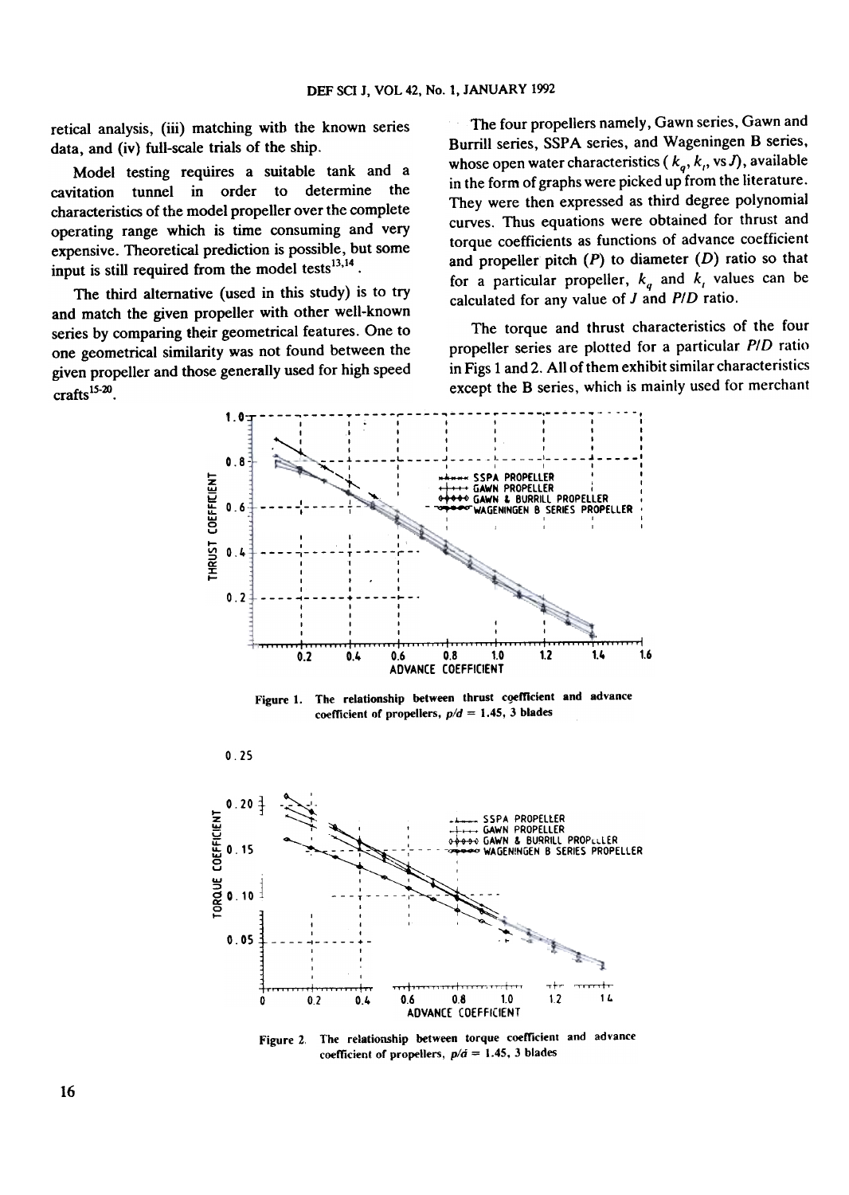retical analysis, (iii) matching with the known series data, and (iv) full-scale trials of the ship.

Model testing requires a suitable tank and a cavitation tunnel in order to determine the characteristics of the model propeller over the complete operating range which is time consuming and very expensive. Theoretical prediction is possible, but some input is still required from the model tests[13,14].

The third alternative (used in this study) is to try and match the given propeller with other well-known series by comparing their geometrical features. One to one geometrical similarity was not found between the given propeller and those generally used for high speed crafts[15-20].

The four propellers namely, Gawn series, Gawn and Burrill series, SSPA series, and Wageningen B series, whose open water characteristics ($k_q$, $k_t$, vs $J$), available in the form of graphs were picked up from the literature. They were then expressed as third degree polynomial curves. Thus equations were obtained for thrust and torque coefficients as functions of advance coefficient and propeller pitch ($P$) to diameter ($D$) ratio so that for a particular propeller, $k_q$ and $k_t$ values can be calculated for any value of $J$ and $P/D$ ratio.

The torque and thrust characteristics of the four propeller series are plotted for a particular $P/D$ ratio in Figs 1 and 2. All of them exhibit similar characteristics except the B series, which is mainly used for merchant

Figure 1. The relationship between thrust coefficient and advance coefficient of propellers, $p/d$ = 1.45, 3 blades

Figure 2. The relationship between torque coefficient and advance coefficient of propellers, $p/d$ = 1.45, 3 blades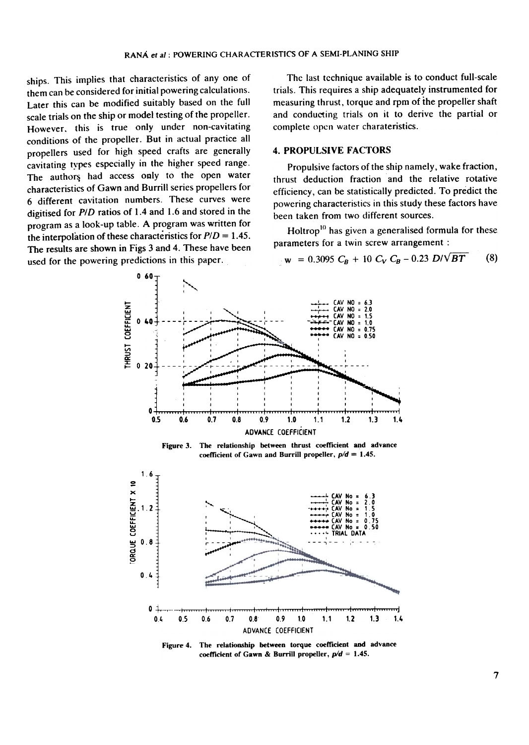ships. This implies that characteristics of any one of them can be considered for initial powering calculations. Later this can be modified suitably based on the full scale trials on the ship or model testing of the propeller. However, this is true only under non-cavitating conditions of the propeller. But in actual practice all propellers used for high speed crafts are generally cavitating types especially in the higher speed range. The authors had access only to the open water characteristics of Gawn and Burrill series propellers for 6 different cavitation numbers. These curves were digitised for $P/D$ ratios of 1.4 and 1.6 and stored in the program as a look-up table. A program was written for the interpolation of these characteristics for $P/D = 1.45$. The results are shown in Figs 3 and 4. These have been used for the powering predictions in this paper.

The last technique available is to conduct full-scale trials. This requires a ship adequately instrumented for measuring thrust, torque and rpm of the propeller shaft and conducting trials on it to derive the partial or complete open water charateristics.

## 4. PROPULSIVE FACTORS

Propulsive factors of the ship namely, wake fraction, thrust deduction fraction and the relative rotative efficiency, can be statistically predicted. To predict the powering characteristics in this study these factors have been taken from two different sources.

Holtrop[10] has given a generalised formula for these parameters for a twin screw arrangement :

$$w = 0.3095\, C_B + 10\, C_V\, C_B - 0.23\, D/\sqrt{BT} \qquad (8)$$

Figure 3. The relationship between thrust coefficient and advance coefficient of Gawn and Burrill propeller, $p/d = 1.45$.

Figure 4. The relationship between torque coefficient and advance coefficient of Gawn & Burrill propeller, $p/d = 1.45$.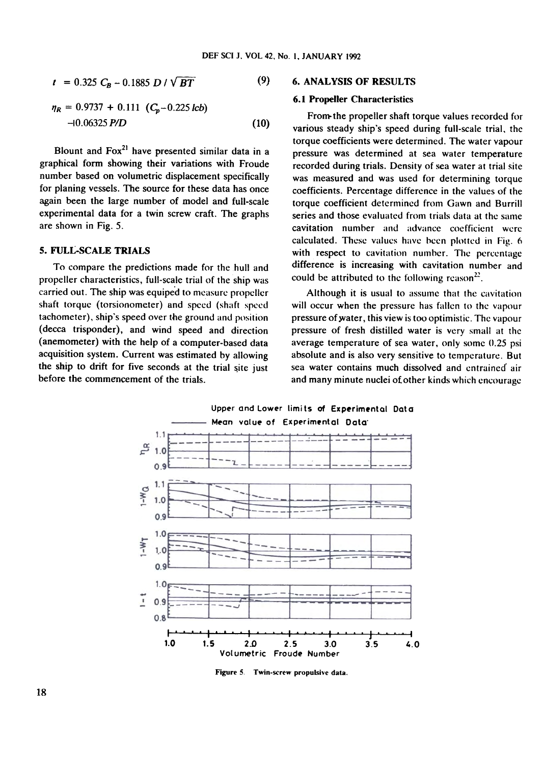$$t = 0.325\ C_B - 0.1885\ D / \sqrt{BT} \tag{9}$$

$$\eta_R = 0.9737 + 0.111\ (C_p - 0.225\ lcb) - 10.06325\ P/D \tag{10}$$

Blount and Fox[21] have presented similar data in a graphical form showing their variations with Froude number based on volumetric displacement specifically for planing vessels. The source for these data has once again been the large number of model and full-scale experimental data for a twin screw craft. The graphs are shown in Fig. 5.

## 5. FULL-SCALE TRIALS

To compare the predictions made for the hull and propeller characteristics, full-scale trial of the ship was carried out. The ship was equiped to measure propeller shaft torque (torsionometer) and speed (shaft speed tachometer), ship's speed over the ground and position (decca trisponder), and wind speed and direction (anemometer) with the help of a computer-based data acquisition system. Current was estimated by allowing the ship to drift for five seconds at the trial site just before the commencement of the trials.

## 6. ANALYSIS OF RESULTS

### 6.1 Propeller Characteristics

From the propeller shaft torque values recorded for various steady ship's speed during full-scale trial, the torque coefficients were determined. The water vapour pressure was determined at sea water temperature recorded during trials. Density of sea water at trial site was measured and was used for determining torque coefficients. Percentage difference in the values of the torque coefficient determined from Gawn and Burrill series and those evaluated from trials data at the same cavitation number and advance coefficient were calculated. These values have been plotted in Fig. 6 with respect to cavitation number. The percentage difference is increasing with cavitation number and could be attributed to the following reason[22].

Although it is usual to assume that the cavitation will occur when the pressure has fallen to the vapour pressure of water, this view is too optimistic. The vapour pressure of fresh distilled water is very small at the average temperature of sea water, only some 0.25 psi absolute and is also very sensitive to temperature. But sea water contains much dissolved and entrained air and many minute nuclei of other kinds which encourage

Figure 5. Twin-screw propulsive data.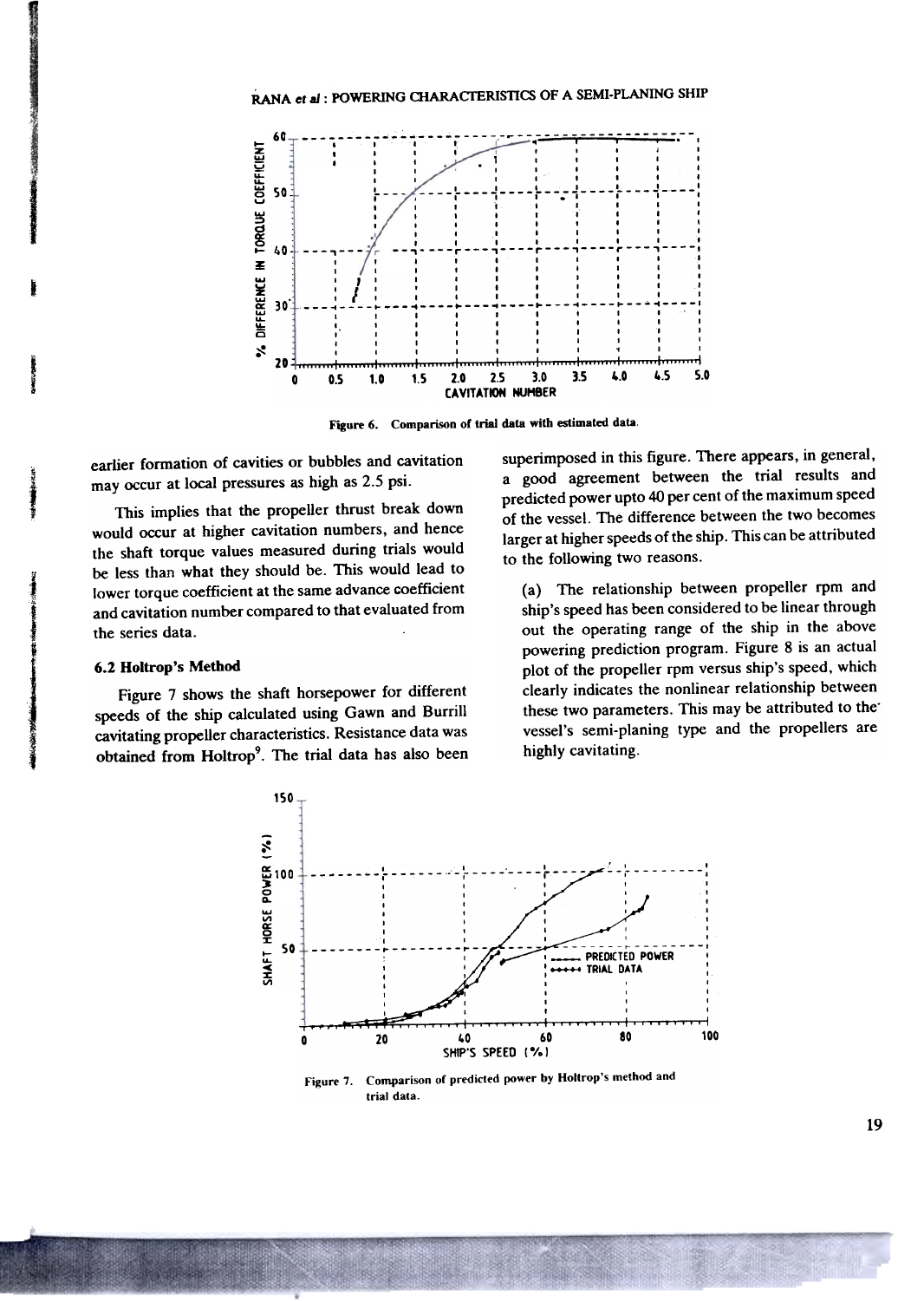Figure 6. Comparison of trial data with estimated data.

earlier formation of cavities or bubbles and cavitation may occur at local pressures as high as 2.5 psi.

This implies that the propeller thrust break down would occur at higher cavitation numbers, and hence the shaft torque values measured during trials would be less than what they should be. This would lead to lower torque coefficient at the same advance coefficient and cavitation number compared to that evaluated from the series data.

### 6.2 Holtrop's Method

Figure 7 shows the shaft horsepower for different speeds of the ship calculated using Gawn and Burrill cavitating propeller characteristics. Resistance data was obtained from Holtrop[9]. The trial data has also been superimposed in this figure. There appears, in general, a good agreement between the trial results and predicted power upto 40 per cent of the maximum speed of the vessel. The difference between the two becomes larger at higher speeds of the ship. This can be attributed to the following two reasons.

(a) The relationship between propeller rpm and ship's speed has been considered to be linear through out the operating range of the ship in the above powering prediction program. Figure 8 is an actual plot of the propeller rpm versus ship's speed, which clearly indicates the nonlinear relationship between these two parameters. This may be attributed to the vessel's semi-planing type and the propellers are highly cavitating.

Figure 7. Comparison of predicted power by Holtrop's method and trial data.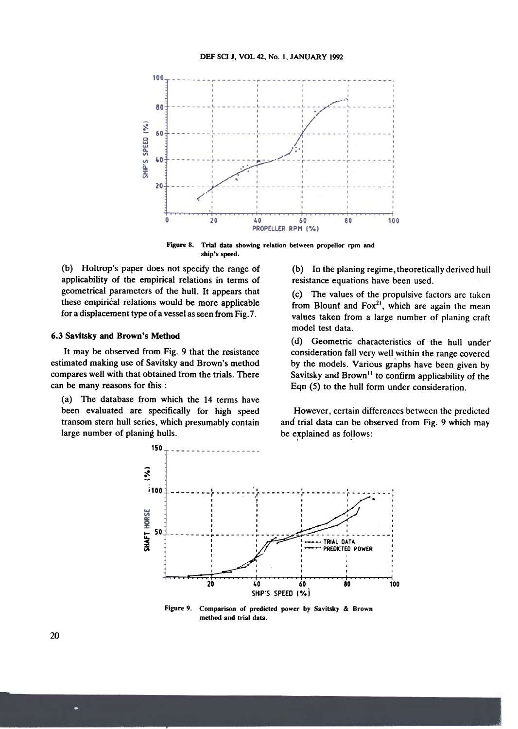Figure 8. Trial data showing relation between propellor rpm and ship's speed.

(b) Holtrop's paper does not specify the range of applicability of the empirical relations in terms of geometrical parameters of the hull. It appears that these empirical relations would be more applicable for a displacement type of a vessel as seen from Fig. 7.

### 6.3 Savitsky and Brown's Method

It may be observed from Fig. 9 that the resistance estimated making use of Savitsky and Brown's method compares well with that obtained from the trials. There can be many reasons for this :

(a) The database from which the 14 terms have been evaluated are specifically for high speed transom stern hull series, which presumably contain large number of planing hulls.

(b) In the planing regime, theoretically derived hull resistance equations have been used.

(c) The values of the propulsive factors are taken from Blount and Fox[21], which are again the mean values taken from a large number of planing craft model test data.

(d) Geometric characteristics of the hull under consideration fall very well within the range covered by the models. Various graphs have been given by Savitsky and Brown[11] to confirm applicability of the Eqn (5) to the hull form under consideration.

However, certain differences between the predicted and trial data can be observed from Fig. 9 which may be explained as follows:

Figure 9. Comparison of predicted power by Savitsky & Brown method and trial data.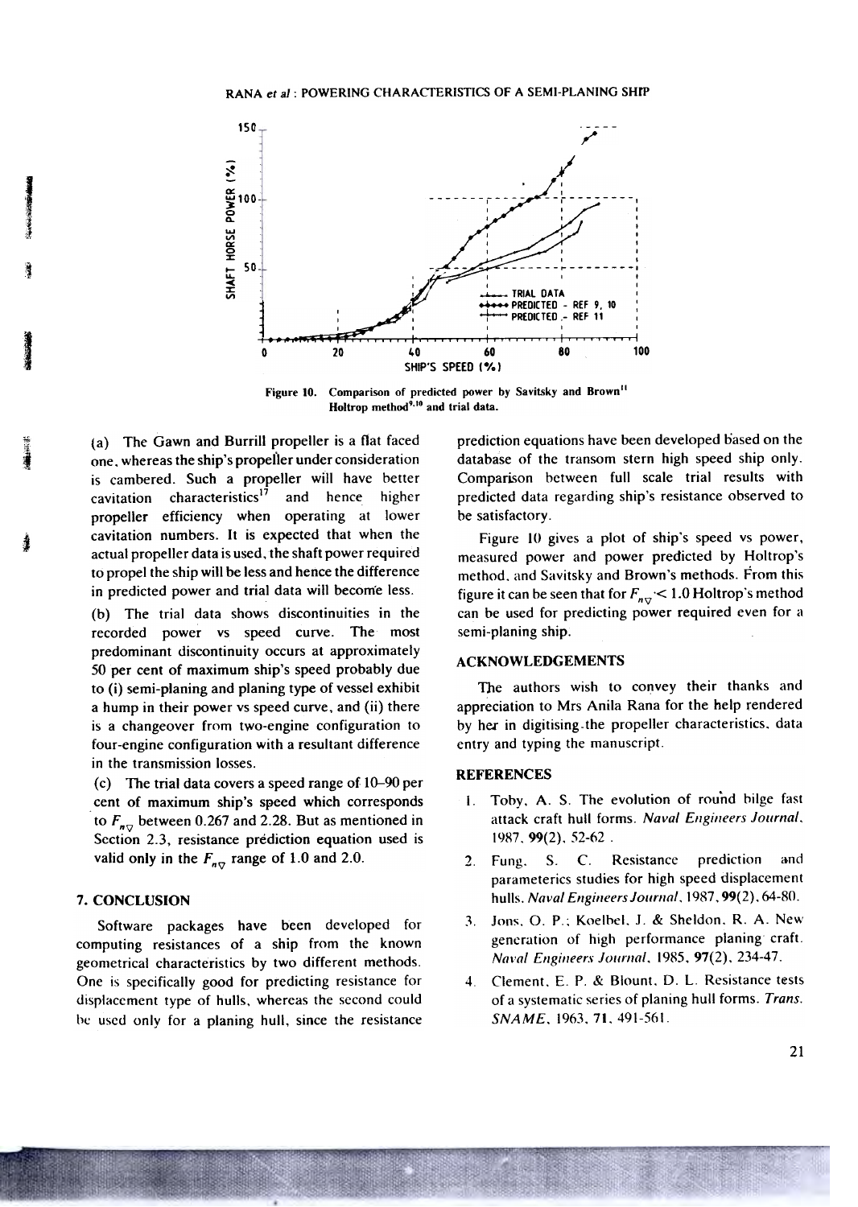Figure 10. Comparison of predicted power by Savitsky and Brown[11] Holtrop method[9,10] and trial data.

(a) The Gawn and Burrill propeller is a flat faced one, whereas the ship's propeller under consideration is cambered. Such a propeller will have better cavitation characteristics[17] and hence higher propeller efficiency when operating at lower cavitation numbers. It is expected that when the actual propeller data is used, the shaft power required to propel the ship will be less and hence the difference in predicted power and trial data will become less.

(b) The trial data shows discontinuities in the recorded power vs speed curve. The most predominant discontinuity occurs at approximately 50 per cent of maximum ship's speed probably due to (i) semi-planing and planing type of vessel exhibit a hump in their power vs speed curve, and (ii) there is a changeover from two-engine configuration to four-engine configuration with a resultant difference in the transmission losses.

(c) The trial data covers a speed range of 10–90 per cent of maximum ship's speed which corresponds to $F_{n\nabla}$ between 0.267 and 2.28. But as mentioned in Section 2.3, resistance prediction equation used is valid only in the $F_{n\nabla}$ range of 1.0 and 2.0.

## 7. CONCLUSION

Software packages have been developed for computing resistances of a ship from the known geometrical characteristics by two different methods. One is specifically good for predicting resistance for displacement type of hulls, whereas the second could be used only for a planing hull, since the resistance prediction equations have been developed based on the database of the transom stern high speed ship only. Comparison between full scale trial results with predicted data regarding ship's resistance observed to be satisfactory.

Figure 10 gives a plot of ship's speed vs power, measured power and power predicted by Holtrop's method, and Savitsky and Brown's methods. From this figure it can be seen that for $F_{n\nabla} < 1.0$ Holtrop's method can be used for predicting power required even for a semi-planing ship.

## ACKNOWLEDGEMENTS

The authors wish to convey their thanks and appreciation to Mrs Anila Rana for the help rendered by her in digitising the propeller characteristics, data entry and typing the manuscript.

## REFERENCES

1. Toby, A. S. The evolution of round bilge fast attack craft hull forms. *Naval Engineers Journal*, 1987, **99**(2), 52-62.
2. Fung, S. C. Resistance prediction and parameterics studies for high speed displacement hulls. *Naval Engineers Journal*, 1987, **99**(2), 64-80.
3. Jons, O. P.; Koelbel, J. & Sheldon, R. A. New generation of high performance planing craft. *Naval Engineers Journal*, 1985, **97**(2), 234-47.
4. Clement, E. P. & Blount, D. L. Resistance tests of a systematic series of planing hull forms. *Trans. SNAME*, 1963, **71**, 491-561.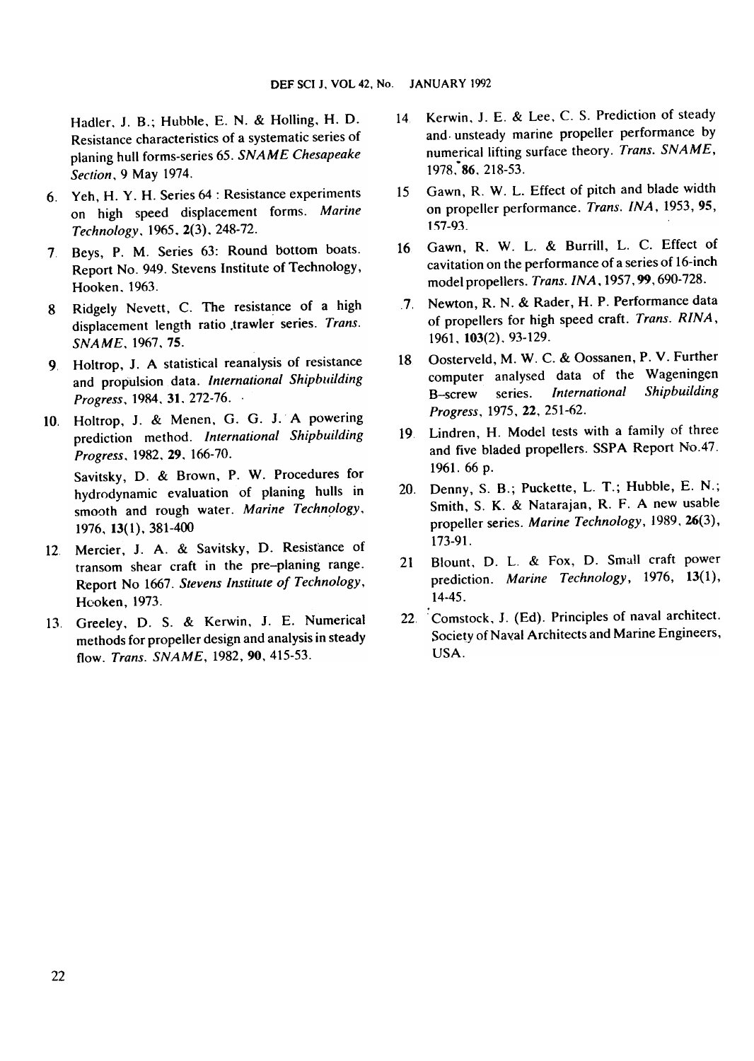Hadler, J. B.; Hubble, E. N. & Holling, H. D. Resistance characteristics of a systematic series of planing hull forms-series 65. *SNAME Chesapeake Section*, 9 May 1974.

6. Yeh, H. Y. H. Series 64 : Resistance experiments on high speed displacement forms. *Marine Technology*, 1965, **2**(3), 248-72.

7. Beys, P. M. Series 63: Round bottom boats. Report No. 949. Stevens Institute of Technology, Hooken, 1963.

8. Ridgely Nevett, C. The resistance of a high displacement length ratio trawler series. *Trans. SNAME*, 1967, **75**.

9. Holtrop, J. A statistical reanalysis of resistance and propulsion data. *International Shipbuilding Progress*, 1984, **31**, 272-76.

10. Holtrop, J. & Menen, G. G. J. A powering prediction method. *International Shipbuilding Progress*, 1982, **29**, 166-70.

    Savitsky, D. & Brown, P. W. Procedures for hydrodynamic evaluation of planing hulls in smooth and rough water. *Marine Technology*, 1976, **13**(1), 381-400

12. Mercier, J. A. & Savitsky, D. Resistance of transom shear craft in the pre-planing range. Report No 1667. *Stevens Institute of Technology*, Hooken, 1973.

13. Greeley, D. S. & Kerwin, J. E. Numerical methods for propeller design and analysis in steady flow. *Trans. SNAME*, 1982, **90**, 415-53.

14. Kerwin, J. E. & Lee, C. S. Prediction of steady and unsteady marine propeller performance by numerical lifting surface theory. *Trans. SNAME*, 1978, **86**, 218-53.

15. Gawn, R. W. L. Effect of pitch and blade width on propeller performance. *Trans. INA*, 1953, **95**, 157-93.

16. Gawn, R. W. L. & Burrill, L. C. Effect of cavitation on the performance of a series of 16-inch model propellers. *Trans. INA*, 1957, **99**, 690-728.

17. Newton, R. N. & Rader, H. P. Performance data of propellers for high speed craft. *Trans. RINA*, 1961, **103**(2), 93-129.

18. Oosterveld, M. W. C. & Oossanen, P. V. Further computer analysed data of the Wageningen B-screw series. *International Shipbuilding Progress*, 1975, **22**, 251-62.

19. Lindren, H. Model tests with a family of three and five bladed propellers. SSPA Report No.47. 1961. 66 p.

20. Denny, S. B.; Puckette, L. T.; Hubble, E. N.; Smith, S. K. & Natarajan, R. F. A new usable propeller series. *Marine Technology*, 1989, **26**(3), 173-91.

21. Blount, D. L. & Fox, D. Small craft power prediction. *Marine Technology*, 1976, **13**(1), 14-45.

22. Comstock, J. (Ed). Principles of naval architect. Society of Naval Architects and Marine Engineers, USA.